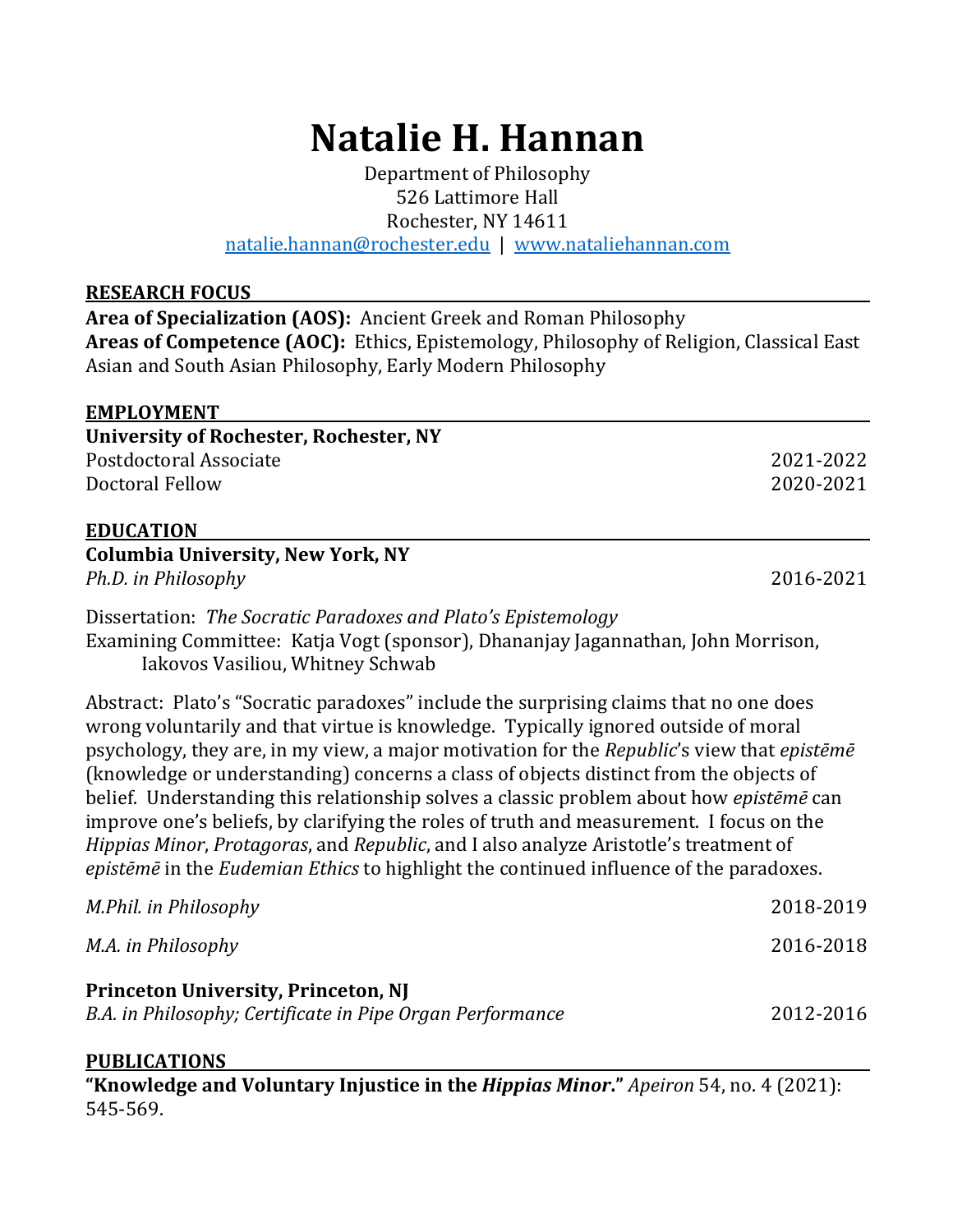# Natalie H. Hannan

Department of Philosophy
526 Lattimore Hall
Rochester, NY 14611
natalie.hannan@rochester.edu | www.nataliehannan.com

## RESEARCH FOCUS

**Area of Specialization (AOS):** Ancient Greek and Roman Philosophy
**Areas of Competence (AOC):** Ethics, Epistemology, Philosophy of Religion, Classical East Asian and South Asian Philosophy, Early Modern Philosophy

## EMPLOYMENT

**University of Rochester, Rochester, NY**
Postdoctoral Associate 2021-2022
Doctoral Fellow 2020-2021

## EDUCATION

**Columbia University, New York, NY**
*Ph.D. in Philosophy* 2016-2021

Dissertation: *The Socratic Paradoxes and Plato's Epistemology*
Examining Committee: Katja Vogt (sponsor), Dhananjay Jagannathan, John Morrison, Iakovos Vasiliou, Whitney Schwab

Abstract: Plato's "Socratic paradoxes" include the surprising claims that no one does wrong voluntarily and that virtue is knowledge. Typically ignored outside of moral psychology, they are, in my view, a major motivation for the *Republic*'s view that *epistēmē* (knowledge or understanding) concerns a class of objects distinct from the objects of belief. Understanding this relationship solves a classic problem about how *epistēmē* can improve one's beliefs, by clarifying the roles of truth and measurement. I focus on the *Hippias Minor*, *Protagoras*, and *Republic*, and I also analyze Aristotle's treatment of *epistēmē* in the *Eudemian Ethics* to highlight the continued influence of the paradoxes.

*M.Phil. in Philosophy* 2018-2019

*M.A. in Philosophy* 2016-2018

**Princeton University, Princeton, NJ**
*B.A. in Philosophy; Certificate in Pipe Organ Performance* 2012-2016

## PUBLICATIONS

**"Knowledge and Voluntary Injustice in the *Hippias Minor*."** *Apeiron* 54, no. 4 (2021): 545-569.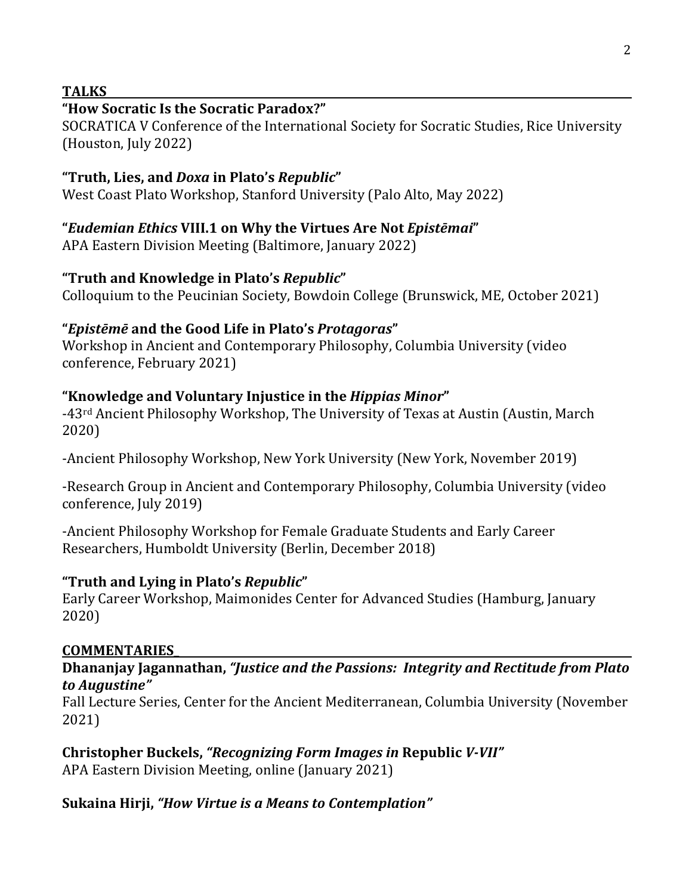## TALKS

**"How Socratic Is the Socratic Paradox?"**
SOCRATICA V Conference of the International Society for Socratic Studies, Rice University (Houston, July 2022)

**"Truth, Lies, and *Doxa* in Plato's *Republic*"**
West Coast Plato Workshop, Stanford University (Palo Alto, May 2022)

**"*Eudemian Ethics* VIII.1 on Why the Virtues Are Not *Epistēmai*"**
APA Eastern Division Meeting (Baltimore, January 2022)

**"Truth and Knowledge in Plato's *Republic*"**
Colloquium to the Peucinian Society, Bowdoin College (Brunswick, ME, October 2021)

**"*Epistēmē* and the Good Life in Plato's *Protagoras*"**
Workshop in Ancient and Contemporary Philosophy, Columbia University (video conference, February 2021)

**"Knowledge and Voluntary Injustice in the *Hippias Minor*"**
-43rd Ancient Philosophy Workshop, The University of Texas at Austin (Austin, March 2020)

-Ancient Philosophy Workshop, New York University (New York, November 2019)

-Research Group in Ancient and Contemporary Philosophy, Columbia University (video conference, July 2019)

-Ancient Philosophy Workshop for Female Graduate Students and Early Career Researchers, Humboldt University (Berlin, December 2018)

**"Truth and Lying in Plato's *Republic*"**
Early Career Workshop, Maimonides Center for Advanced Studies (Hamburg, January 2020)

## COMMENTARIES

**Dhananjay Jagannathan, *"Justice and the Passions: Integrity and Rectitude from Plato to Augustine"***
Fall Lecture Series, Center for the Ancient Mediterranean, Columbia University (November 2021)

**Christopher Buckels, *"Recognizing Form Images in* Republic *V-VII"***
APA Eastern Division Meeting, online (January 2021)

**Sukaina Hirji, *"How Virtue is a Means to Contemplation"***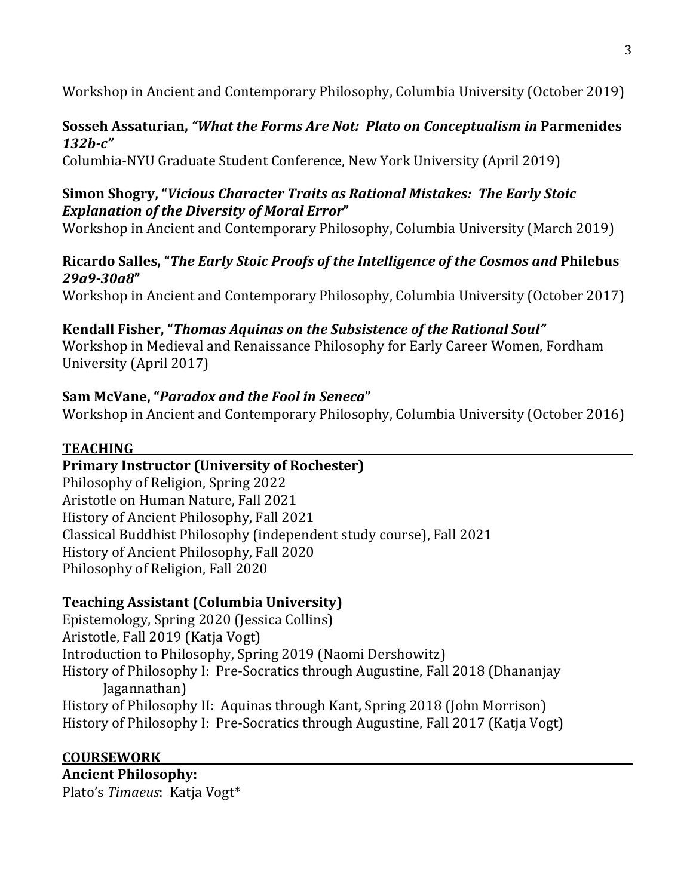Workshop in Ancient and Contemporary Philosophy, Columbia University (October 2019)

**Sosseh Assaturian,** ***"What the Forms Are Not: Plato on Conceptualism in*** **Parmenides** ***132b-c"***
Columbia-NYU Graduate Student Conference, New York University (April 2019)

**Simon Shogry, "*Vicious Character Traits as Rational Mistakes: The Early Stoic Explanation of the Diversity of Moral Error*"**
Workshop in Ancient and Contemporary Philosophy, Columbia University (March 2019)

**Ricardo Salles, "*The Early Stoic Proofs of the Intelligence of the Cosmos and* Philebus *29a9-30a8*"**
Workshop in Ancient and Contemporary Philosophy, Columbia University (October 2017)

**Kendall Fisher, "*Thomas Aquinas on the Subsistence of the Rational Soul"***
Workshop in Medieval and Renaissance Philosophy for Early Career Women, Fordham University (April 2017)

**Sam McVane, "*Paradox and the Fool in Seneca*"**
Workshop in Ancient and Contemporary Philosophy, Columbia University (October 2016)

## TEACHING

**Primary Instructor (University of Rochester)**
Philosophy of Religion, Spring 2022
Aristotle on Human Nature, Fall 2021
History of Ancient Philosophy, Fall 2021
Classical Buddhist Philosophy (independent study course), Fall 2021
History of Ancient Philosophy, Fall 2020
Philosophy of Religion, Fall 2020

**Teaching Assistant (Columbia University)**
Epistemology, Spring 2020 (Jessica Collins)
Aristotle, Fall 2019 (Katja Vogt)
Introduction to Philosophy, Spring 2019 (Naomi Dershowitz)
History of Philosophy I: Pre-Socratics through Augustine, Fall 2018 (Dhananjay Jagannathan)
History of Philosophy II: Aquinas through Kant, Spring 2018 (John Morrison)
History of Philosophy I: Pre-Socratics through Augustine, Fall 2017 (Katja Vogt)

## COURSEWORK

**Ancient Philosophy:**
Plato's *Timaeus*: Katja Vogt*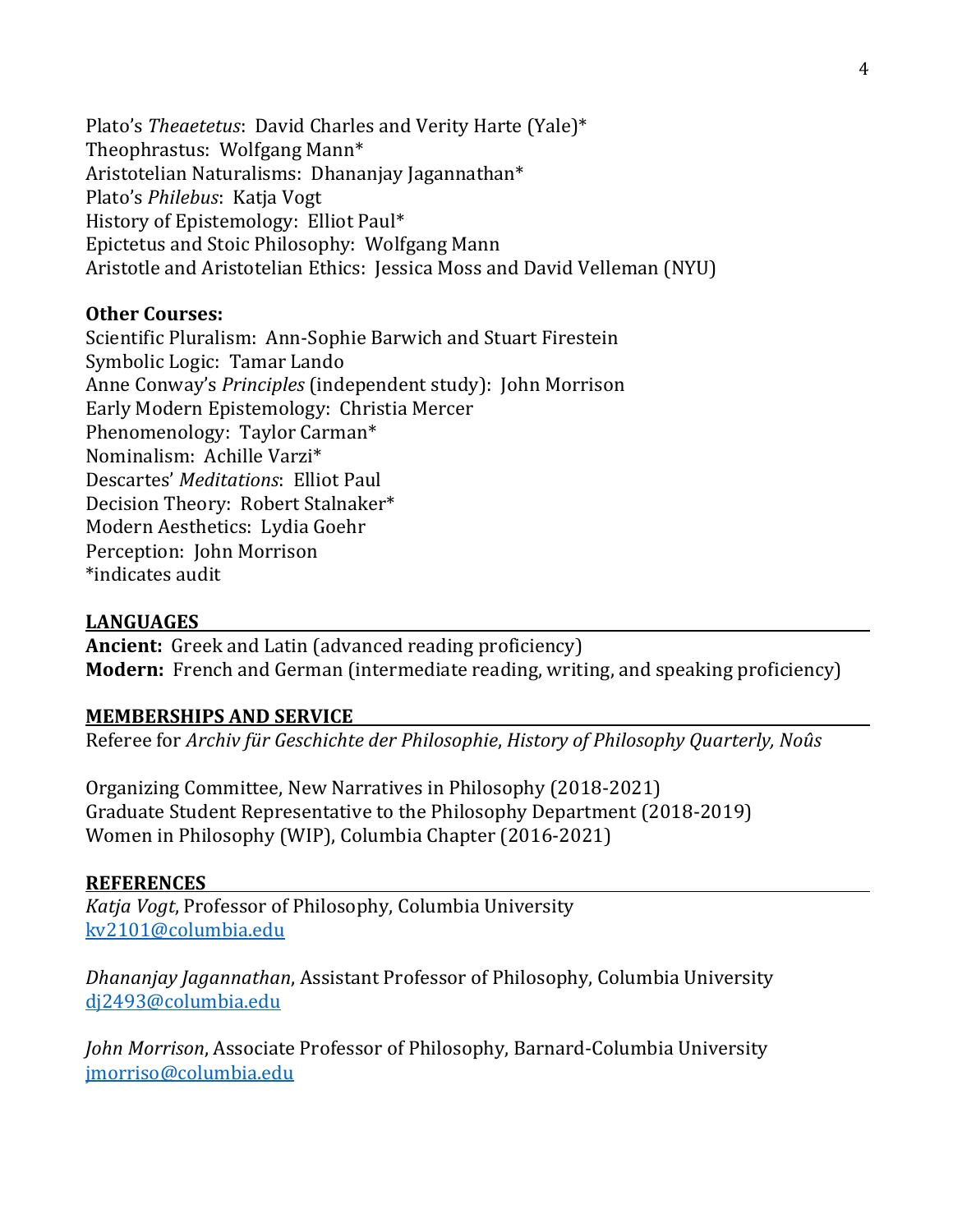Plato's *Theaetetus*: David Charles and Verity Harte (Yale)*
Theophrastus: Wolfgang Mann*
Aristotelian Naturalisms: Dhananjay Jagannathan*
Plato's *Philebus*: Katja Vogt
History of Epistemology: Elliot Paul*
Epictetus and Stoic Philosophy: Wolfgang Mann
Aristotle and Aristotelian Ethics: Jessica Moss and David Velleman (NYU)

**Other Courses:**
Scientific Pluralism: Ann-Sophie Barwich and Stuart Firestein
Symbolic Logic: Tamar Lando
Anne Conway's *Principles* (independent study): John Morrison
Early Modern Epistemology: Christia Mercer
Phenomenology: Taylor Carman*
Nominalism: Achille Varzi*
Descartes' *Meditations*: Elliot Paul
Decision Theory: Robert Stalnaker*
Modern Aesthetics: Lydia Goehr
Perception: John Morrison
*indicates audit

## LANGUAGES

**Ancient:** Greek and Latin (advanced reading proficiency)
**Modern:** French and German (intermediate reading, writing, and speaking proficiency)

## MEMBERSHIPS AND SERVICE

Referee for *Archiv für Geschichte der Philosophie*, *History of Philosophy Quarterly, Noûs*

Organizing Committee, New Narratives in Philosophy (2018-2021)
Graduate Student Representative to the Philosophy Department (2018-2019)
Women in Philosophy (WIP), Columbia Chapter (2016-2021)

## REFERENCES

*Katja Vogt*, Professor of Philosophy, Columbia University
kv2101@columbia.edu

*Dhananjay Jagannathan*, Assistant Professor of Philosophy, Columbia University
dj2493@columbia.edu

*John Morrison*, Associate Professor of Philosophy, Barnard-Columbia University
jmorriso@columbia.edu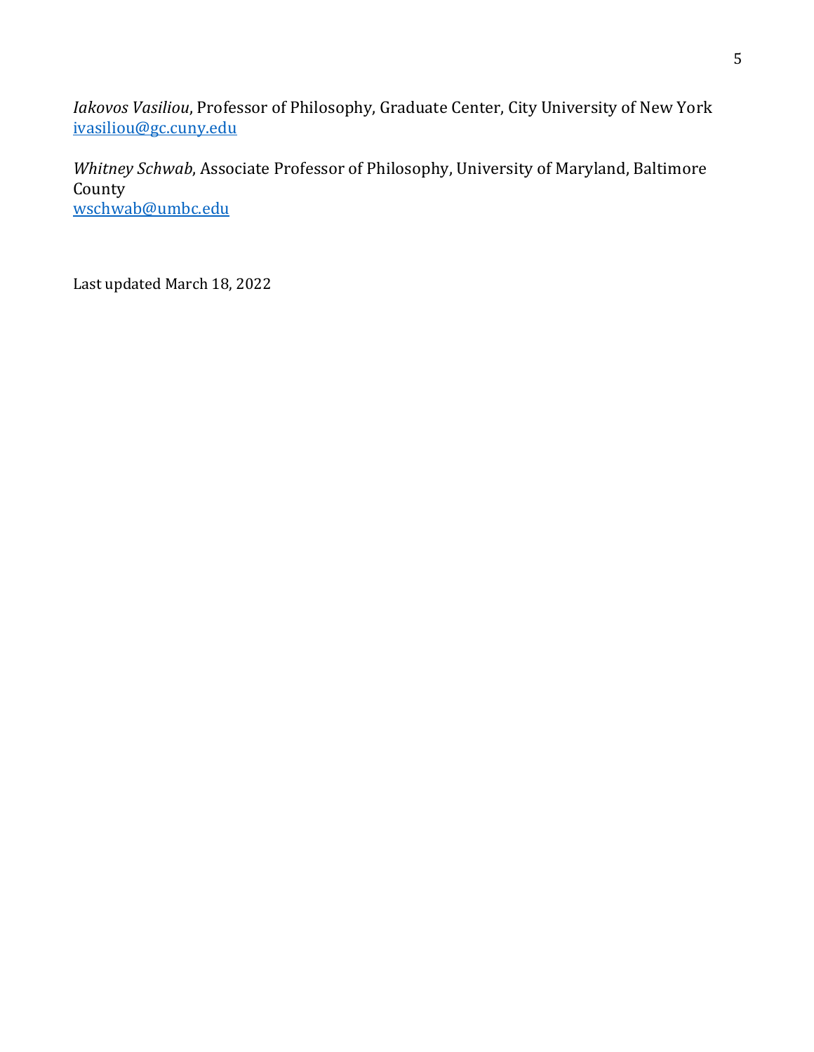*Iakovos Vasiliou*, Professor of Philosophy, Graduate Center, City University of New York
[ivasiliou@gc.cuny.edu](mailto:ivasiliou@gc.cuny.edu)

*Whitney Schwab*, Associate Professor of Philosophy, University of Maryland, Baltimore County
[wschwab@umbc.edu](mailto:wschwab@umbc.edu)

Last updated March 18, 2022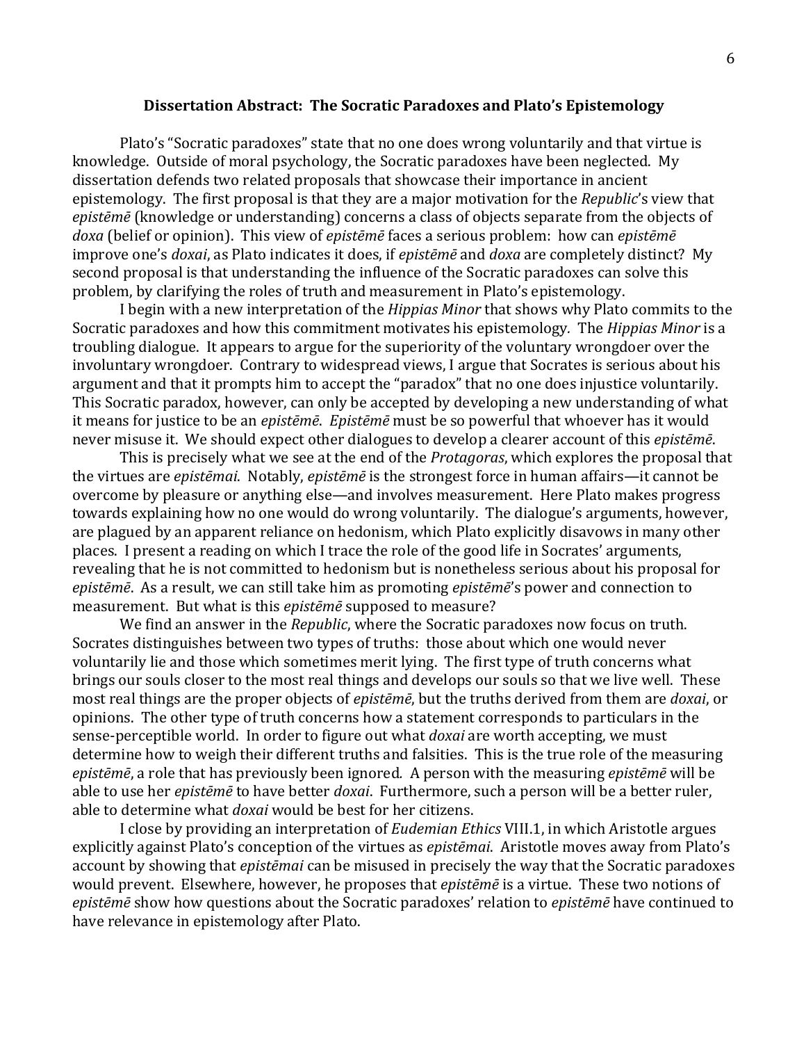## Dissertation Abstract: The Socratic Paradoxes and Plato's Epistemology

Plato's "Socratic paradoxes" state that no one does wrong voluntarily and that virtue is knowledge. Outside of moral psychology, the Socratic paradoxes have been neglected. My dissertation defends two related proposals that showcase their importance in ancient epistemology. The first proposal is that they are a major motivation for the *Republic*'s view that *epistēmē* (knowledge or understanding) concerns a class of objects separate from the objects of *doxa* (belief or opinion). This view of *epistēmē* faces a serious problem: how can *epistēmē* improve one's *doxai*, as Plato indicates it does, if *epistēmē* and *doxa* are completely distinct? My second proposal is that understanding the influence of the Socratic paradoxes can solve this problem, by clarifying the roles of truth and measurement in Plato's epistemology.

I begin with a new interpretation of the *Hippias Minor* that shows why Plato commits to the Socratic paradoxes and how this commitment motivates his epistemology. The *Hippias Minor* is a troubling dialogue. It appears to argue for the superiority of the voluntary wrongdoer over the involuntary wrongdoer. Contrary to widespread views, I argue that Socrates is serious about his argument and that it prompts him to accept the "paradox" that no one does injustice voluntarily. This Socratic paradox, however, can only be accepted by developing a new understanding of what it means for justice to be an *epistēmē*. *Epistēmē* must be so powerful that whoever has it would never misuse it. We should expect other dialogues to develop a clearer account of this *epistēmē*.

This is precisely what we see at the end of the *Protagoras*, which explores the proposal that the virtues are *epistēmai*. Notably, *epistēmē* is the strongest force in human affairs—it cannot be overcome by pleasure or anything else—and involves measurement. Here Plato makes progress towards explaining how no one would do wrong voluntarily. The dialogue's arguments, however, are plagued by an apparent reliance on hedonism, which Plato explicitly disavows in many other places. I present a reading on which I trace the role of the good life in Socrates' arguments, revealing that he is not committed to hedonism but is nonetheless serious about his proposal for *epistēmē*. As a result, we can still take him as promoting *epistēmē*'s power and connection to measurement. But what is this *epistēmē* supposed to measure?

We find an answer in the *Republic*, where the Socratic paradoxes now focus on truth. Socrates distinguishes between two types of truths: those about which one would never voluntarily lie and those which sometimes merit lying. The first type of truth concerns what brings our souls closer to the most real things and develops our souls so that we live well. These most real things are the proper objects of *epistēmē*, but the truths derived from them are *doxai*, or opinions. The other type of truth concerns how a statement corresponds to particulars in the sense-perceptible world. In order to figure out what *doxai* are worth accepting, we must determine how to weigh their different truths and falsities. This is the true role of the measuring *epistēmē*, a role that has previously been ignored. A person with the measuring *epistēmē* will be able to use her *epistēmē* to have better *doxai*. Furthermore, such a person will be a better ruler, able to determine what *doxai* would be best for her citizens.

I close by providing an interpretation of *Eudemian Ethics* VIII.1, in which Aristotle argues explicitly against Plato's conception of the virtues as *epistēmai*. Aristotle moves away from Plato's account by showing that *epistēmai* can be misused in precisely the way that the Socratic paradoxes would prevent. Elsewhere, however, he proposes that *epistēmē* is a virtue. These two notions of *epistēmē* show how questions about the Socratic paradoxes' relation to *epistēmē* have continued to have relevance in epistemology after Plato.